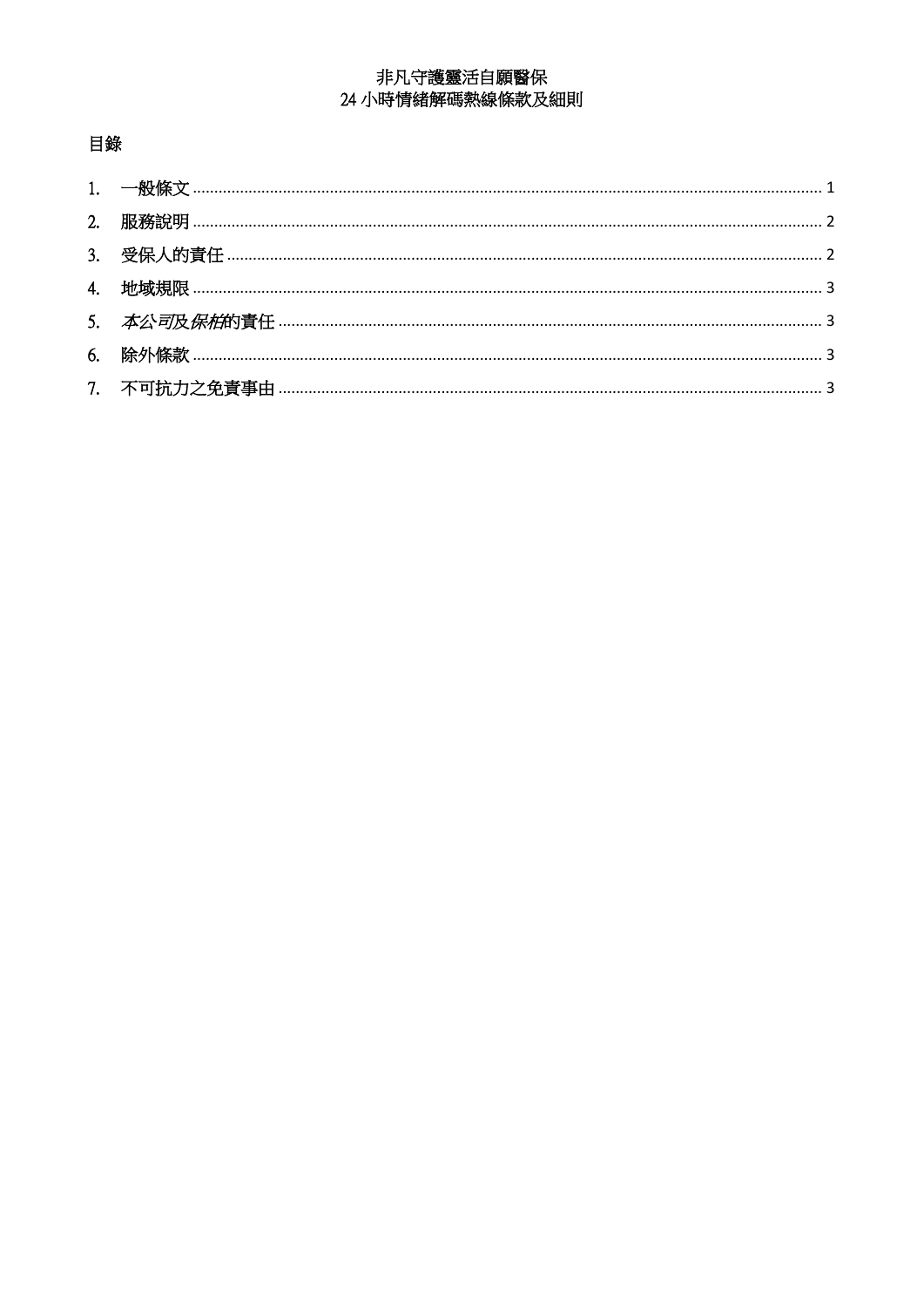# 非凡守護靈活自願醫保
# 24 小時情緒解碼熱線條款及細則

## 目錄

1. 一般條文 ........................................................................................................ 1
2. 服務說明 ........................................................................................................ 2
3. 受保人的責任 .................................................................................................. 2
4. 地域規限 ........................................................................................................ 3
5. *本公司*及*保柏*的責任 ........................................................................................ 3
6. 除外條款 ........................................................................................................ 3
7. 不可抗力之免責事由 ......................................................................................... 3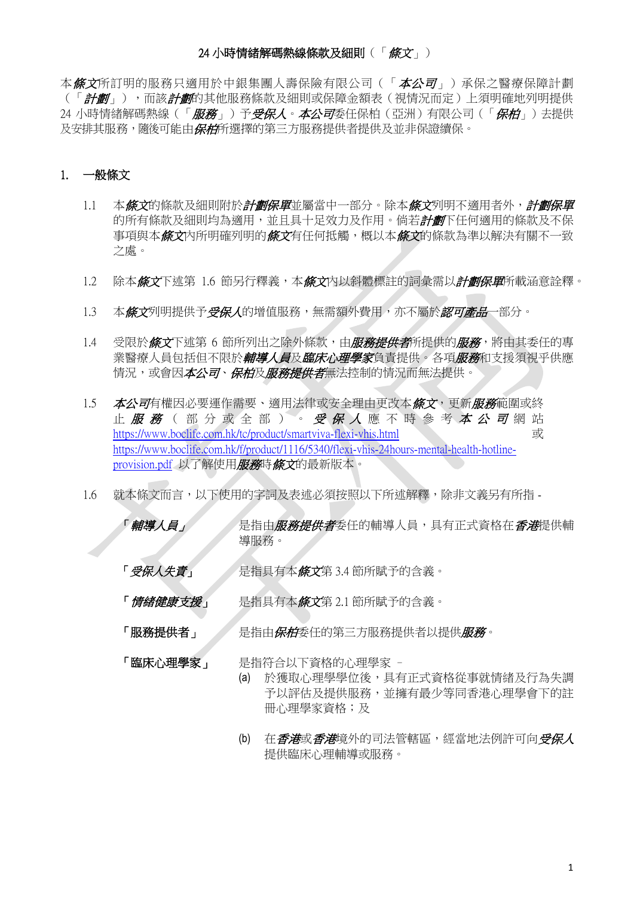24 小時情緒解碼熱線條款及細則（「*條文*」）

本*條文*所訂明的服務只適用於中銀集團人壽保險有限公司（「*本公司*」）承保之醫療保障計劃（「*計劃*」），而該*計劃*的其他服務條款及細則或保障金額表（視情況而定）上須明確地列明提供 24 小時情緒解碼熱線（「*服務*」）予*受保人*。*本公司*委任保柏（亞洲）有限公司（「*保柏*」）去提供及安排其服務，隨後可能由*保柏*所選擇的第三方服務提供者提供及並非保證續保。

## 1. 一般條文

1.1 本*條文*的條款及細則附於*計劃保單*並屬當中一部分。除本*條文*列明不適用者外，*計劃保單*的所有條款及細則均為適用，並且具十足效力及作用。倘若*計劃*下任何適用的條款及不保事項與本*條文*內所明確列明的*條文*有任何抵觸，概以本*條文*的條款為準以解決有關不一致之處。

1.2 除本*條文*下述第 1.6 節另行釋義，本*條文*內以斜體標註的詞彙需以*計劃保單*所載涵意詮釋。

1.3 本*條文*列明提供予*受保人*的增值服務，無需額外費用，亦不屬於*認可產品*一部分。

1.4 受限於*條文*下述第 6 節所列出之除外條款，由*服務提供者*所提供的*服務*，將由其委任的專業醫療人員包括但不限於*輔導人員*及*臨床心理學家*負責提供。各項*服務*和支援須視乎供應情況，或會因*本公司*、*保柏*及*服務提供者*無法控制的情況而無法提供。

1.5 *本公司*有權因必要運作需要、適用法律或安全理由更改本*條文*，更新*服務*範圍或終止*服務*（部分或全部）。*受保人*應不時參考*本公司*網站 https://www.boclife.com.hk/tc/product/smartviva-flexi-vhis.html 或 https://www.boclife.com.hk/f/product/1116/5340/flexi-vhis-24hours-mental-health-hotline-provision.pdf 以了解使用*服務*時*條文*的最新版本。

1.6 就本條文而言，以下使用的字詞及表述必須按照以下所述解釋，除非文義另有所指 -

「*輔導人員*」 是指由*服務提供者*委任的輔導人員，具有正式資格在*香港*提供輔導服務。

「*受保人失責*」 是指具有本*條文*第 3.4 節所賦予的含義。

「*情緒健康支援*」 是指具有本*條文*第 2.1 節所賦予的含義。

「服務提供者」 是指由*保柏*委任的第三方服務提供者以提供*服務*。

「臨床心理學家」 是指符合以下資格的心理學家 –

(a) 於獲取心理學學位後，具有正式資格從事就情緒及行為失調予以評估及提供服務，並擁有最少等同香港心理學會下的註冊心理學家資格；及

(b) 在*香港*或*香港*境外的司法管轄區，經當地法例許可向*受保人*提供臨床心理輔導或服務。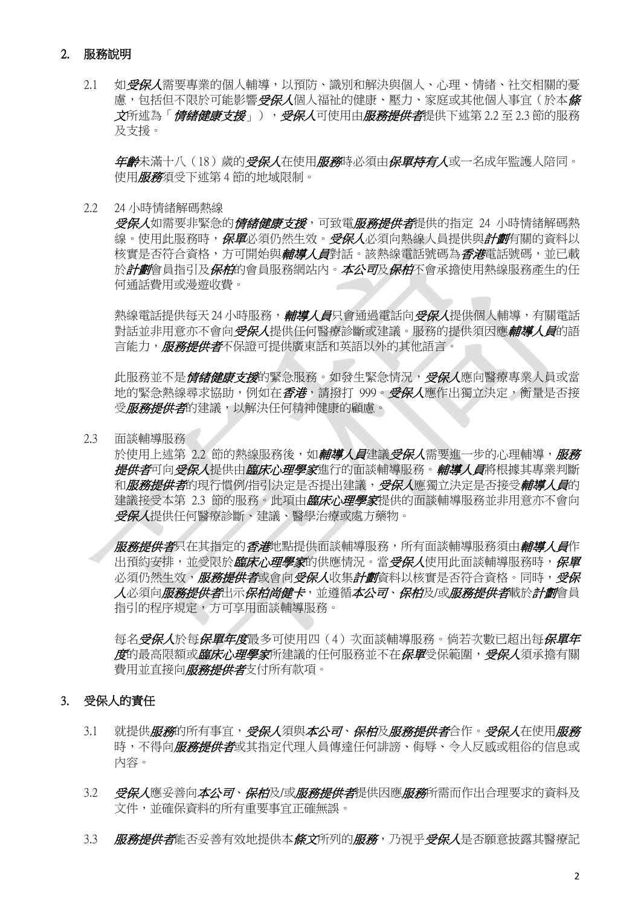## 2. 服務說明

2.1 如***受保人***需要專業的個人輔導，以預防、識別和解決與個人、心理、情緒、社交相關的憂慮，包括但不限於可能影響***受保人***個人福祉的健康、壓力、家庭或其他個人事宜（於本***條文***所述為「***情緒健康支援***」），***受保人***可使用由***服務提供者***提供下述第 2.2 至 2.3 節的服務及支援。

***年齡***未滿十八（18）歲的***受保人***在使用***服務***時必須由***保單持有人***或一名成年監護人陪同。使用***服務***須受下述第 4 節的地域限制。

2.2 24 小時情緒解碼熱線

***受保人***如需要非緊急的***情緒健康支援***，可致電***服務提供者***提供的指定 24 小時情緒解碼熱線。使用此服務時，***保單***必須仍然生效。***受保人***必須向熱線人員提供與***計劃***有關的資料以核實是否符合資格，方可開始與***輔導人員***對話。該熱線電話號碼為***香港***電話號碼，並已載於***計劃***會員指引及***保柏***的會員服務網站內。***本公司***及***保柏***不會承擔使用熱線服務產生的任何通話費用或漫遊收費。

熱線電話提供每天 24 小時服務，***輔導人員***只會通過電話向***受保人***提供個人輔導，有關電話對話並非用意亦不會向***受保人***提供任何醫療診斷或建議。服務的提供須因應***輔導人員***的語言能力，***服務提供者***不保證可提供廣東話和英語以外的其他語言。

此服務並不是***情緒健康支援***的緊急服務。如發生緊急情況，***受保人***應向醫療專業人員或當地的緊急熱線尋求協助，例如在***香港***，請撥打 999。***受保人***應作出獨立決定，衡量是否接受***服務提供者***的建議，以解決任何精神健康的顧慮。

2.3 面談輔導服務

於使用上述第 2.2 節的熱線服務後，如***輔導人員***建議***受保人***需要進一步的心理輔導，***服務提供者***可向***受保人***提供由***臨床心理學家***進行的面談輔導服務。***輔導人員***將根據其專業判斷和***服務提供者***的現行慣例/指引決定是否提出建議，***受保人***應獨立決定是否接受***輔導人員***的建議接受本第 2.3 節的服務。此項由***臨床心理學家***提供的面談輔導服務並非用意亦不會向***受保人***提供任何醫療診斷、建議、醫學治療或處方藥物。

***服務提供者***只在其指定的***香港***地點提供面談輔導服務，所有面談輔導服務須由***輔導人員***作出預約安排，並受限於***臨床心理學家***的供應情況。當***受保人***使用此面談輔導服務時，***保單***必須仍然生效，***服務提供者***或會向***受保人***收集***計劃***資料以核實是否符合資格。同時，***受保人***必須向***服務提供者***出示***保柏尚健卡***，並遵循***本公司***、***保柏***及/或***服務提供者***載於***計劃***會員指引的程序規定，方可享用面談輔導服務。

每名***受保人***於每***保單年度***最多可使用四（4）次面談輔導服務。倘若次數已超出每***保單年度***的最高限額或***臨床心理學家***所建議的任何服務並不在***保單***受保範圍，***受保人***須承擔有關費用並直接向***服務提供者***支付所有款項。

## 3. 受保人的責任

3.1 就提供***服務***的所有事宜，***受保人***須與***本公司***、***保柏***及***服務提供者***合作。***受保人***在使用***服務***時，不得向***服務提供者***或其指定代理人員傳達任何誹謗、侮辱、令人反感或粗俗的信息或內容。

3.2 ***受保人***應妥善向***本公司***、***保柏***及/或***服務提供者***提供因應***服務***所需而作出合理要求的資料及文件，並確保資料的所有重要事宜正確無誤。

3.3 ***服務提供者***能否妥善有效地提供本***條文***所列的***服務***，乃視乎***受保人***是否願意披露其醫療記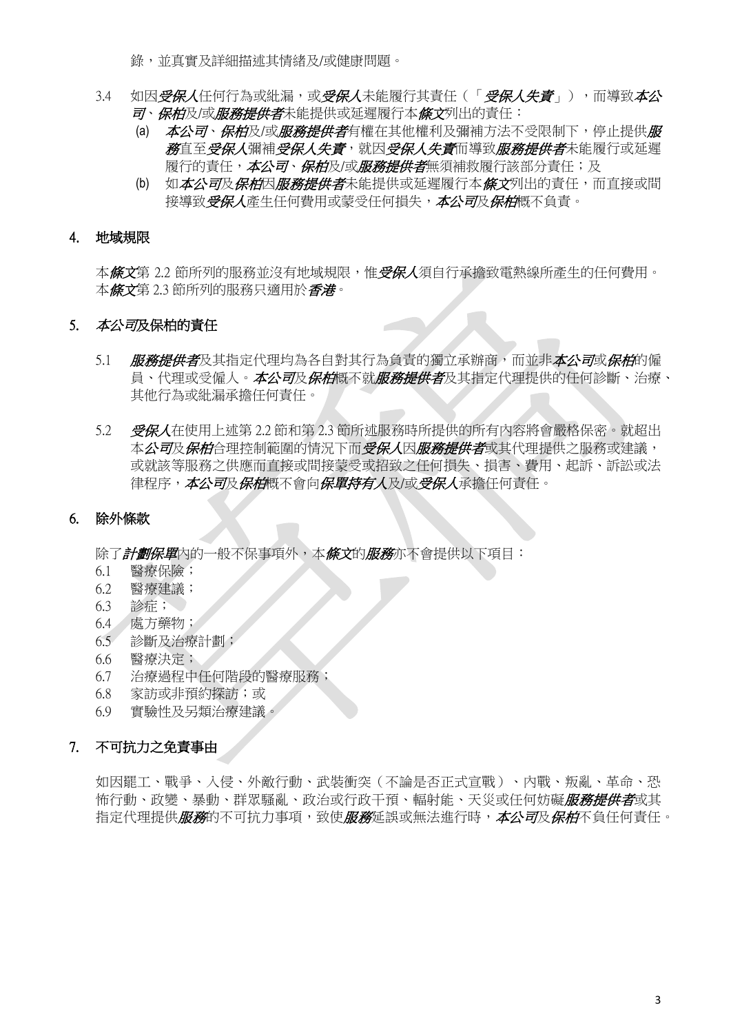錄，並真實及詳細描述其情緒及/或健康問題。

3.4 如因*受保人*任何行為或紕漏，或*受保人*未能履行其責任（「*受保人失責*」），而導致*本公司*、*保柏*及/或*服務提供者*未能提供或延遲履行本*條文*列出的責任：

(a) *本公司*、*保柏*及/或*服務提供者*有權在其他權利及彌補方法不受限制下，停止提供*服務*直至*受保人*彌補*受保人失責*，就因*受保人失責*而導致*服務提供者*未能履行或延遲履行的責任，*本公司*、*保柏*及/或*服務提供者*無須補救履行該部分責任；及

(b) 如*本公司*及*保柏*因*服務提供者*未能提供或延遲履行本*條文*列出的責任，而直接或間接導致*受保人*產生任何費用或蒙受任何損失，*本公司*及*保柏*概不負責。

## 4. 地域規限

本*條文*第 2.2 節所列的服務並沒有地域規限，惟*受保人*須自行承擔致電熱線所產生的任何費用。本*條文*第 2.3 節所列的服務只適用於*香港*。

## 5. *本公司*及保柏的責任

5.1 *服務提供者*及其指定代理均為各自對其行為負責的獨立承辦商，而並非*本公司*或*保柏*的僱員、代理或受僱人。*本公司*及*保柏*概不就*服務提供者*及其指定代理提供的任何診斷、治療、其他行為或紕漏承擔任何責任。

5.2 *受保人*在使用上述第 2.2 節和第 2.3 節所述服務時所提供的所有內容將會嚴格保密。就超出本*公司*及*保柏*合理控制範圍的情況下而*受保人*因*服務提供者*或其代理提供之服務或建議，或就該等服務之供應而直接或間接蒙受或招致之任何損失、損害、費用、起訴、訴訟或法律程序，*本公司*及*保柏*概不會向*保單持有人*及/或*受保人*承擔任何責任。

## 6. 除外條款

除了*計劃保單*內的一般不保事項外，本*條文*的*服務*亦不會提供以下項目：

6.1 醫療保險；
6.2 醫療建議；
6.3 診症；
6.4 處方藥物；
6.5 診斷及治療計劃；
6.6 醫療決定；
6.7 治療過程中任何階段的醫療服務；
6.8 家訪或非預約探訪；或
6.9 實驗性及另類治療建議。

## 7. 不可抗力之免責事由

如因罷工、戰爭、入侵、外敵行動、武裝衝突（不論是否正式宣戰）、內戰、叛亂、革命、恐怖行動、政變、暴動、群眾騷亂、政治或行政干預、輻射能、天災或任何妨礙*服務提供者*或其指定代理提供*服務*的不可抗力事項，致使*服務*延誤或無法進行時，*本公司*及*保柏*不負任何責任。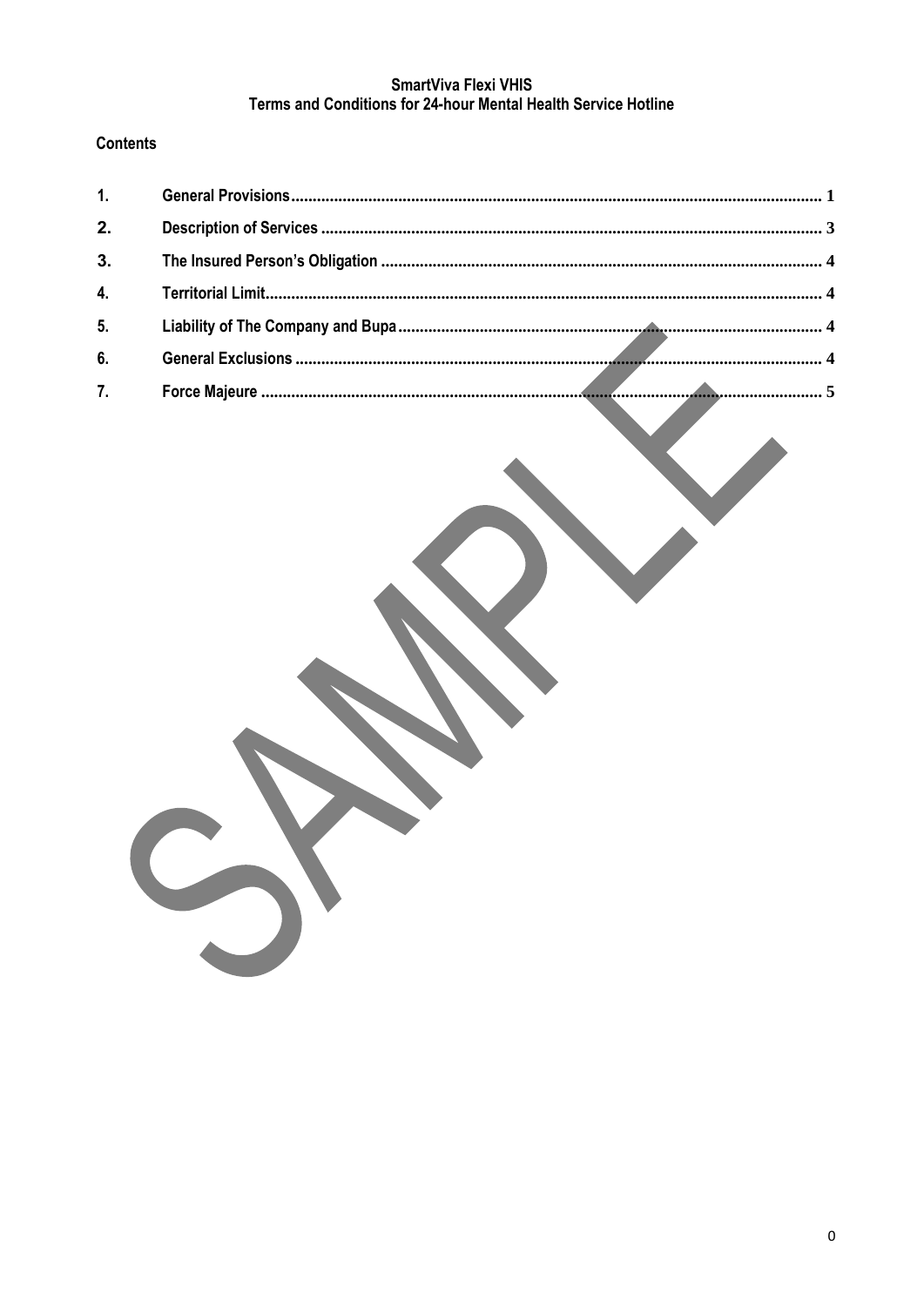**SmartViva Flexi VHIS**
**Terms and Conditions for 24-hour Mental Health Service Hotline**

**Contents**

| | | |
|---|---|---|
| 1. | General Provisions | 1 |
| 2. | Description of Services | 3 |
| 3. | The Insured Person's Obligation | 4 |
| 4. | Territorial Limit | 4 |
| 5. | Liability of The Company and Bupa | 4 |
| 6. | General Exclusions | 4 |
| 7. | Force Majeure | 5 |

SAMPLE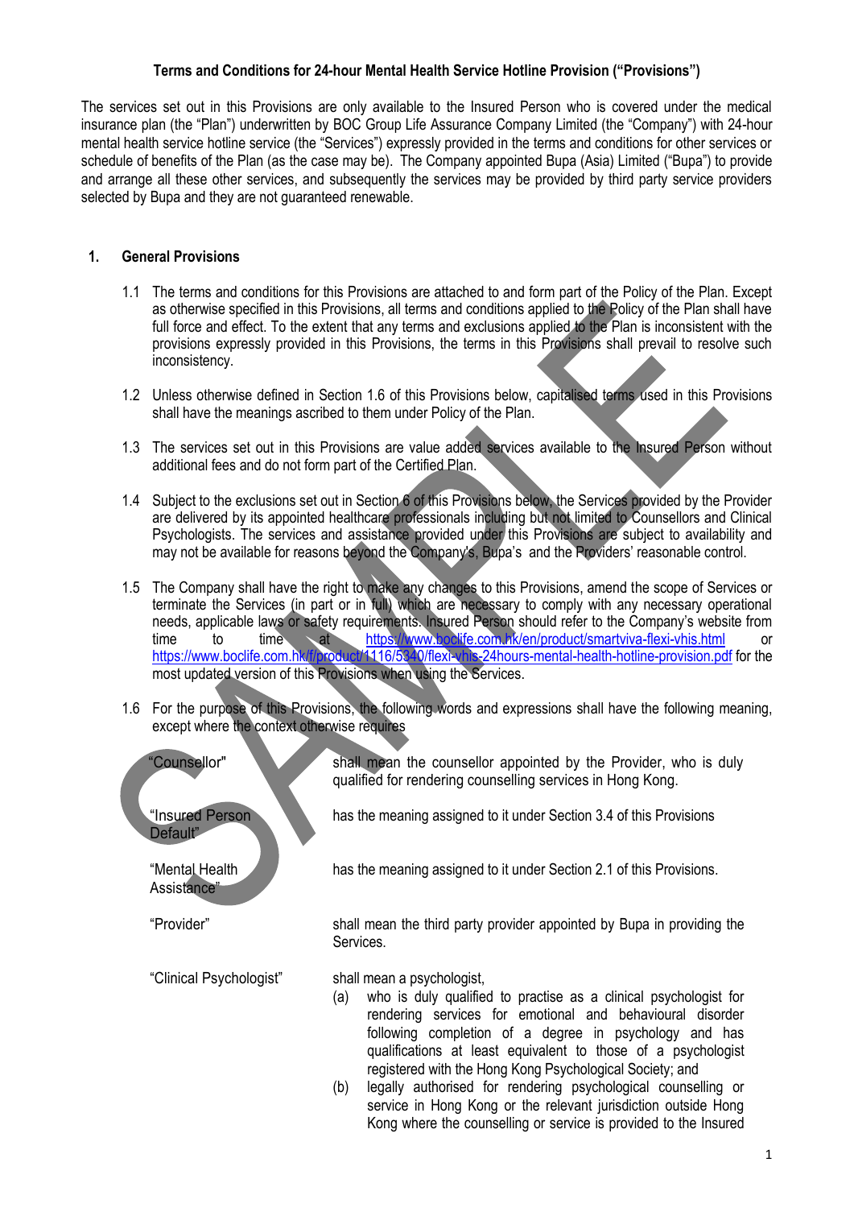**Terms and Conditions for 24-hour Mental Health Service Hotline Provision ("Provisions")**

The services set out in this Provisions are only available to the Insured Person who is covered under the medical insurance plan (the "Plan") underwritten by BOC Group Life Assurance Company Limited (the "Company") with 24-hour mental health service hotline service (the "Services") expressly provided in the terms and conditions for other services or schedule of benefits of the Plan (as the case may be). The Company appointed Bupa (Asia) Limited ("Bupa") to provide and arrange all these other services, and subsequently the services may be provided by third party service providers selected by Bupa and they are not guaranteed renewable.

## 1. General Provisions

1.1 The terms and conditions for this Provisions are attached to and form part of the Policy of the Plan. Except as otherwise specified in this Provisions, all terms and conditions applied to the Policy of the Plan shall have full force and effect. To the extent that any terms and exclusions applied to the Plan is inconsistent with the provisions expressly provided in this Provisions, the terms in this Provisions shall prevail to resolve such inconsistency.

1.2 Unless otherwise defined in Section 1.6 of this Provisions below, capitalised terms used in this Provisions shall have the meanings ascribed to them under Policy of the Plan.

1.3 The services set out in this Provisions are value added services available to the Insured Person without additional fees and do not form part of the Certified Plan.

1.4 Subject to the exclusions set out in Section 6 of this Provisions below, the Services provided by the Provider are delivered by its appointed healthcare professionals including but not limited to Counsellors and Clinical Psychologists. The services and assistance provided under this Provisions are subject to availability and may not be available for reasons beyond the Company's, Bupa's and the Providers' reasonable control.

1.5 The Company shall have the right to make any changes to this Provisions, amend the scope of Services or terminate the Services (in part or in full) which are necessary to comply with any necessary operational needs, applicable laws or safety requirements. Insured Person should refer to the Company's website from time to time at https://www.boclife.com.hk/en/product/smartviva-flexi-vhis.html or https://www.boclife.com.hk/f/product/1116/5340/flexi-vhis-24hours-mental-health-hotline-provision.pdf for the most updated version of this Provisions when using the Services.

1.6 For the purpose of this Provisions, the following words and expressions shall have the following meaning, except where the context otherwise requires

| | |
|---|---|
| "Counsellor" | shall mean the counsellor appointed by the Provider, who is duly qualified for rendering counselling services in Hong Kong. |
| "Insured Person Default" | has the meaning assigned to it under Section 3.4 of this Provisions |
| "Mental Health Assistance" | has the meaning assigned to it under Section 2.1 of this Provisions. |
| "Provider" | shall mean the third party provider appointed by Bupa in providing the Services. |
| "Clinical Psychologist" | shall mean a psychologist, (a) who is duly qualified to practise as a clinical psychologist for rendering services for emotional and behavioural disorder following completion of a degree in psychology and has qualifications at least equivalent to those of a psychologist registered with the Hong Kong Psychological Society; and (b) legally authorised for rendering psychological counselling or service in Hong Kong or the relevant jurisdiction outside Hong Kong where the counselling or service is provided to the Insured |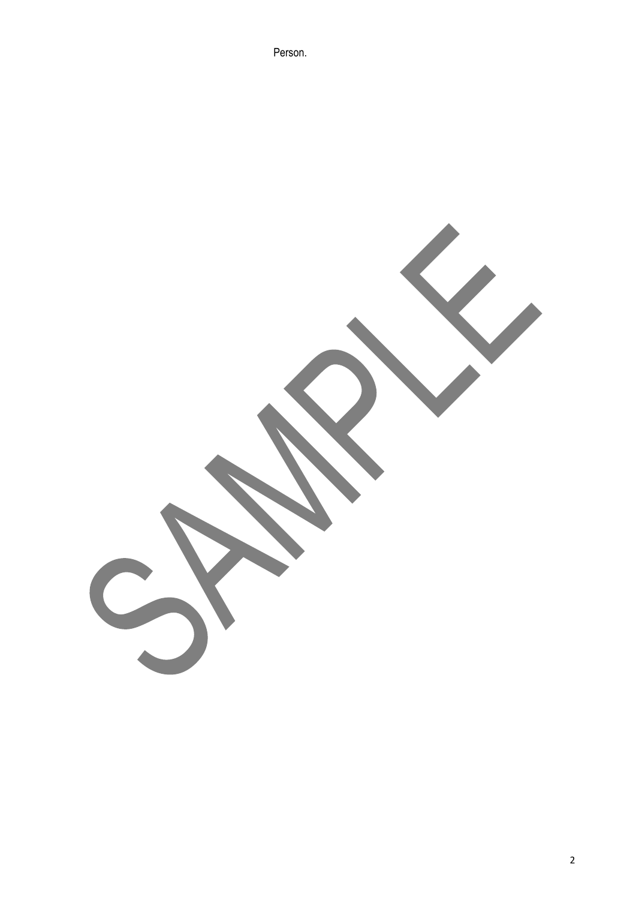Person.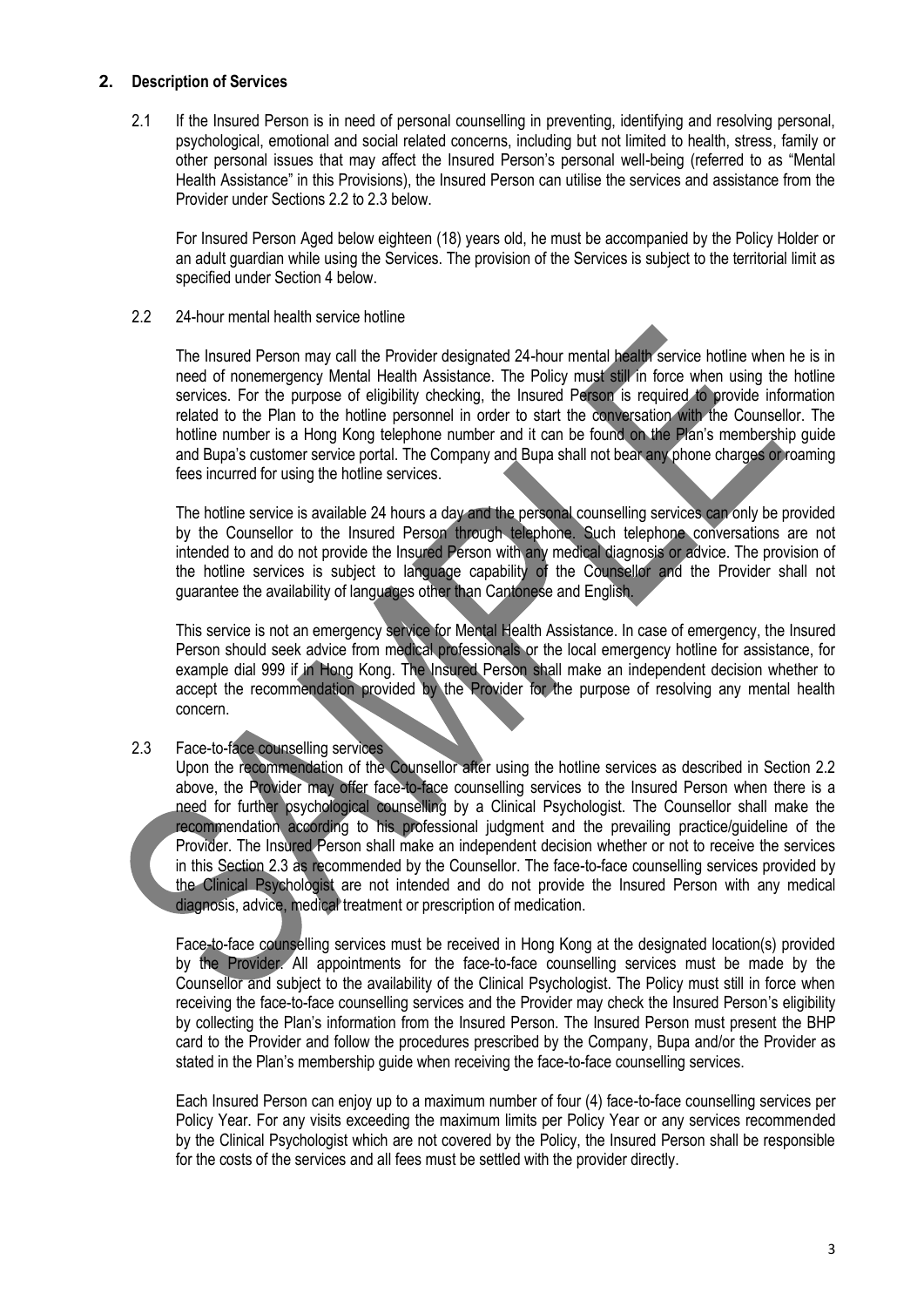## 2. Description of Services

2.1 If the Insured Person is in need of personal counselling in preventing, identifying and resolving personal, psychological, emotional and social related concerns, including but not limited to health, stress, family or other personal issues that may affect the Insured Person's personal well-being (referred to as "Mental Health Assistance" in this Provisions), the Insured Person can utilise the services and assistance from the Provider under Sections 2.2 to 2.3 below.

For Insured Person Aged below eighteen (18) years old, he must be accompanied by the Policy Holder or an adult guardian while using the Services. The provision of the Services is subject to the territorial limit as specified under Section 4 below.

2.2 24-hour mental health service hotline

The Insured Person may call the Provider designated 24-hour mental health service hotline when he is in need of nonemergency Mental Health Assistance. The Policy must still in force when using the hotline services. For the purpose of eligibility checking, the Insured Person is required to provide information related to the Plan to the hotline personnel in order to start the conversation with the Counsellor. The hotline number is a Hong Kong telephone number and it can be found on the Plan's membership guide and Bupa's customer service portal. The Company and Bupa shall not bear any phone charges or roaming fees incurred for using the hotline services.

The hotline service is available 24 hours a day and the personal counselling services can only be provided by the Counsellor to the Insured Person through telephone. Such telephone conversations are not intended to and do not provide the Insured Person with any medical diagnosis or advice. The provision of the hotline services is subject to language capability of the Counsellor and the Provider shall not guarantee the availability of languages other than Cantonese and English.

This service is not an emergency service for Mental Health Assistance. In case of emergency, the Insured Person should seek advice from medical professionals or the local emergency hotline for assistance, for example dial 999 if in Hong Kong. The Insured Person shall make an independent decision whether to accept the recommendation provided by the Provider for the purpose of resolving any mental health concern.

2.3 Face-to-face counselling services

Upon the recommendation of the Counsellor after using the hotline services as described in Section 2.2 above, the Provider may offer face-to-face counselling services to the Insured Person when there is a need for further psychological counselling by a Clinical Psychologist. The Counsellor shall make the recommendation according to his professional judgment and the prevailing practice/guideline of the Provider. The Insured Person shall make an independent decision whether or not to receive the services in this Section 2.3 as recommended by the Counsellor. The face-to-face counselling services provided by the Clinical Psychologist are not intended and do not provide the Insured Person with any medical diagnosis, advice, medical treatment or prescription of medication.

Face-to-face counselling services must be received in Hong Kong at the designated location(s) provided by the Provider. All appointments for the face-to-face counselling services must be made by the Counsellor and subject to the availability of the Clinical Psychologist. The Policy must still in force when receiving the face-to-face counselling services and the Provider may check the Insured Person's eligibility by collecting the Plan's information from the Insured Person. The Insured Person must present the BHP card to the Provider and follow the procedures prescribed by the Company, Bupa and/or the Provider as stated in the Plan's membership guide when receiving the face-to-face counselling services.

Each Insured Person can enjoy up to a maximum number of four (4) face-to-face counselling services per Policy Year. For any visits exceeding the maximum limits per Policy Year or any services recommended by the Clinical Psychologist which are not covered by the Policy, the Insured Person shall be responsible for the costs of the services and all fees must be settled with the provider directly.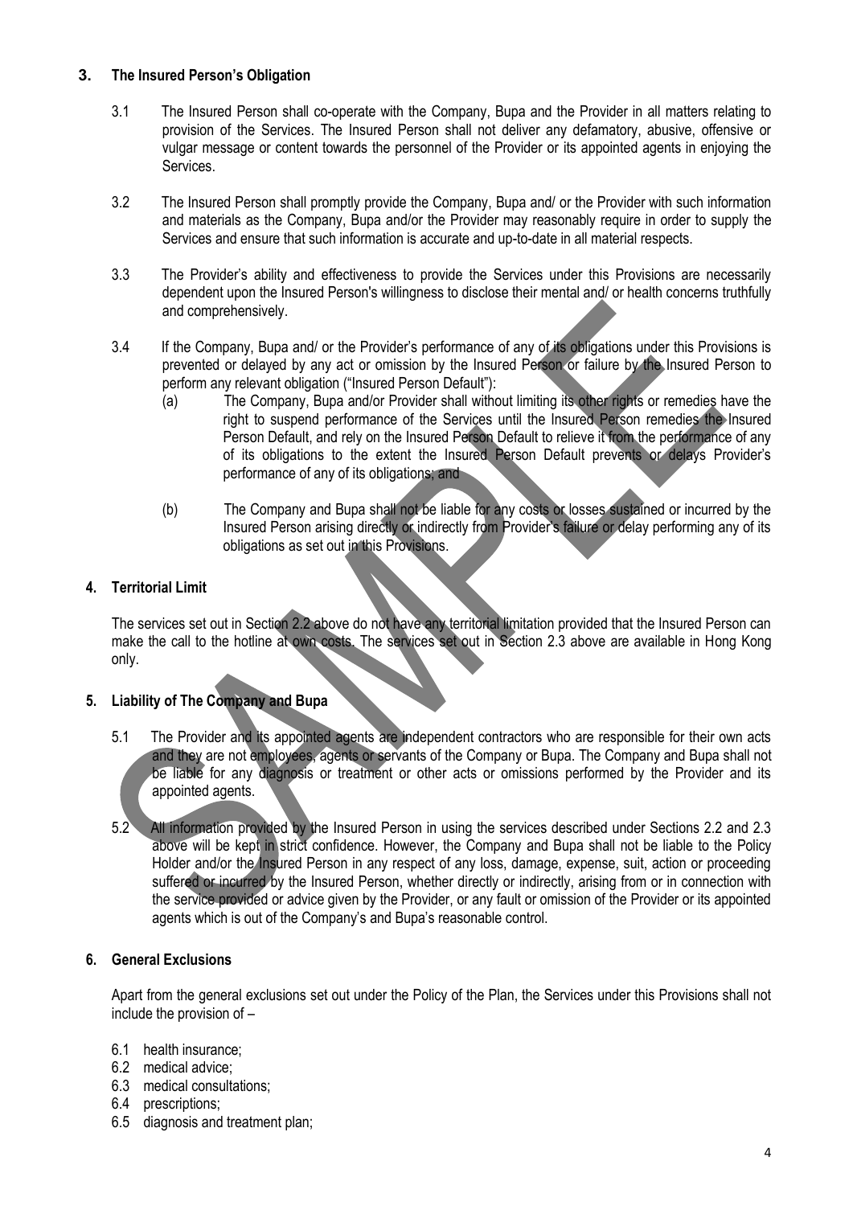## 3. The Insured Person's Obligation

3.1 The Insured Person shall co-operate with the Company, Bupa and the Provider in all matters relating to provision of the Services. The Insured Person shall not deliver any defamatory, abusive, offensive or vulgar message or content towards the personnel of the Provider or its appointed agents in enjoying the Services.

3.2 The Insured Person shall promptly provide the Company, Bupa and/ or the Provider with such information and materials as the Company, Bupa and/or the Provider may reasonably require in order to supply the Services and ensure that such information is accurate and up-to-date in all material respects.

3.3 The Provider's ability and effectiveness to provide the Services under this Provisions are necessarily dependent upon the Insured Person's willingness to disclose their mental and/ or health concerns truthfully and comprehensively.

3.4 If the Company, Bupa and/ or the Provider's performance of any of its obligations under this Provisions is prevented or delayed by any act or omission by the Insured Person or failure by the Insured Person to perform any relevant obligation ("Insured Person Default"):

(a) The Company, Bupa and/or Provider shall without limiting its other rights or remedies have the right to suspend performance of the Services until the Insured Person remedies the Insured Person Default, and rely on the Insured Person Default to relieve it from the performance of any of its obligations to the extent the Insured Person Default prevents or delays Provider's performance of any of its obligations; and

(b) The Company and Bupa shall not be liable for any costs or losses sustained or incurred by the Insured Person arising directly or indirectly from Provider's failure or delay performing any of its obligations as set out in this Provisions.

## 4. Territorial Limit

The services set out in Section 2.2 above do not have any territorial limitation provided that the Insured Person can make the call to the hotline at own costs. The services set out in Section 2.3 above are available in Hong Kong only.

## 5. Liability of The Company and Bupa

5.1 The Provider and its appointed agents are independent contractors who are responsible for their own acts and they are not employees, agents or servants of the Company or Bupa. The Company and Bupa shall not be liable for any diagnosis or treatment or other acts or omissions performed by the Provider and its appointed agents.

5.2 All information provided by the Insured Person in using the services described under Sections 2.2 and 2.3 above will be kept in strict confidence. However, the Company and Bupa shall not be liable to the Policy Holder and/or the Insured Person in any respect of any loss, damage, expense, suit, action or proceeding suffered or incurred by the Insured Person, whether directly or indirectly, arising from or in connection with the service provided or advice given by the Provider, or any fault or omission of the Provider or its appointed agents which is out of the Company's and Bupa's reasonable control.

## 6. General Exclusions

Apart from the general exclusions set out under the Policy of the Plan, the Services under this Provisions shall not include the provision of –

6.1 health insurance;
6.2 medical advice;
6.3 medical consultations;
6.4 prescriptions;
6.5 diagnosis and treatment plan;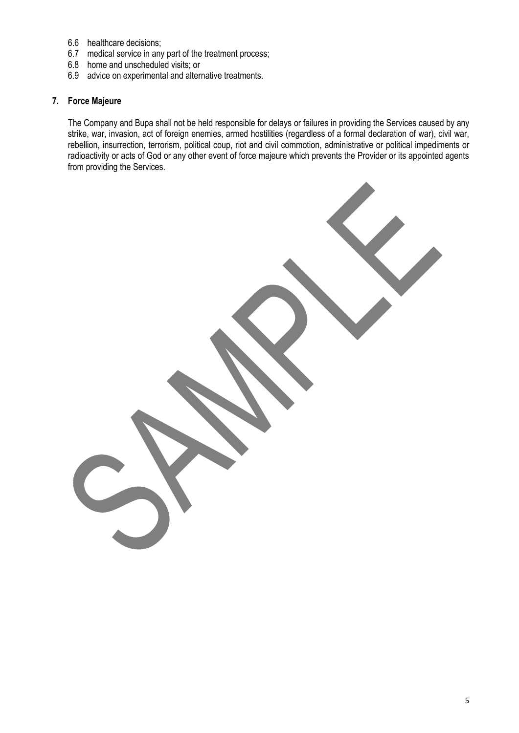6.6 healthcare decisions;
6.7 medical service in any part of the treatment process;
6.8 home and unscheduled visits; or
6.9 advice on experimental and alternative treatments.

**7. Force Majeure**

The Company and Bupa shall not be held responsible for delays or failures in providing the Services caused by any strike, war, invasion, act of foreign enemies, armed hostilities (regardless of a formal declaration of war), civil war, rebellion, insurrection, terrorism, political coup, riot and civil commotion, administrative or political impediments or radioactivity or acts of God or any other event of force majeure which prevents the Provider or its appointed agents from providing the Services.